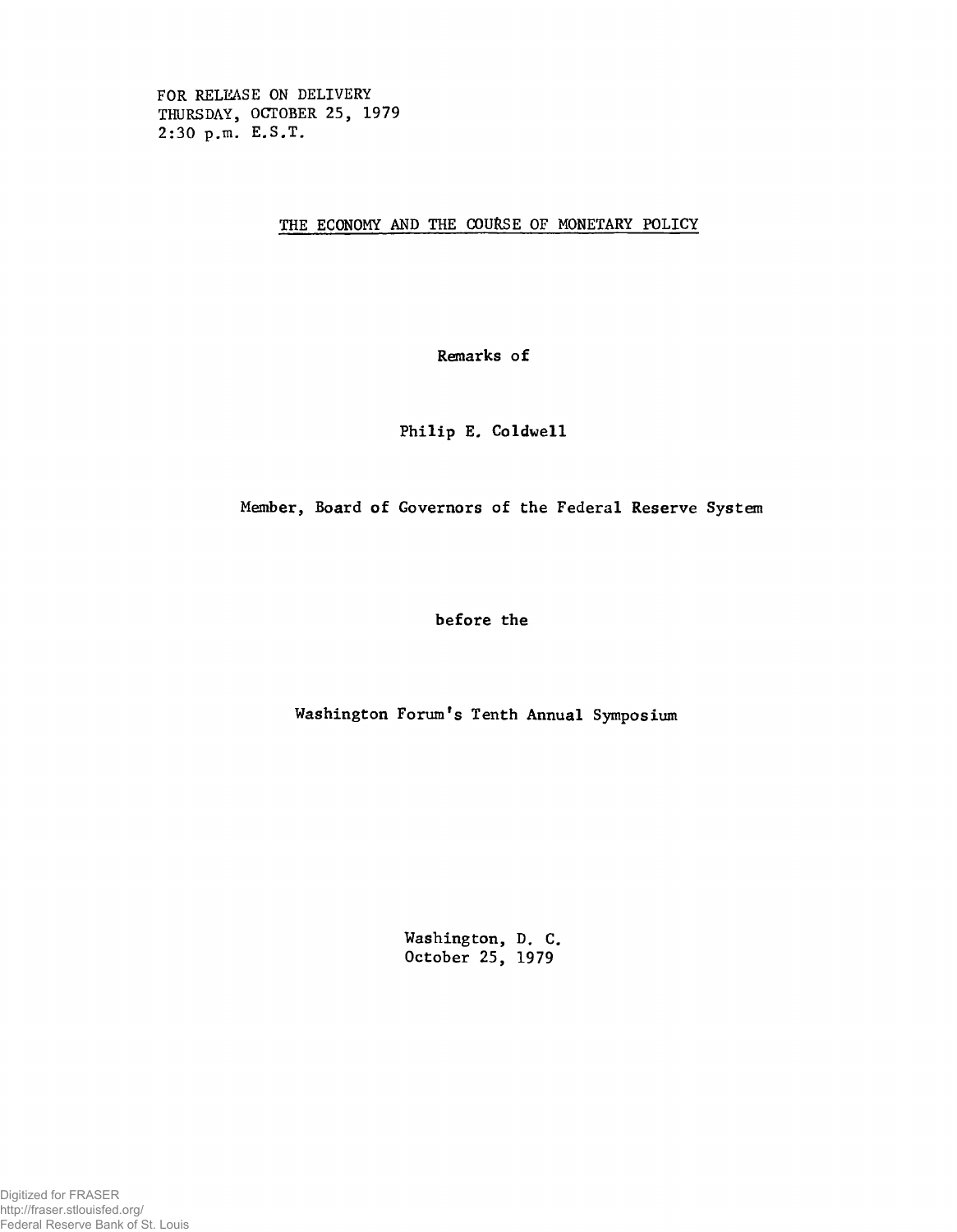FOR RELEASE ON DELIVERY
THURSDAY, OCTOBER 25, 1979
2:30 p.m. E.S.T.

# THE ECONOMY AND THE COURSE OF MONETARY POLICY

Remarks of

Philip E. Coldwell

Member, Board of Governors of the Federal Reserve System

before the

Washington Forum's Tenth Annual Symposium

Washington, D. C.
October 25, 1979

Digitized for FRASER
http://fraser.stlouisfed.org/
Federal Reserve Bank of St. Louis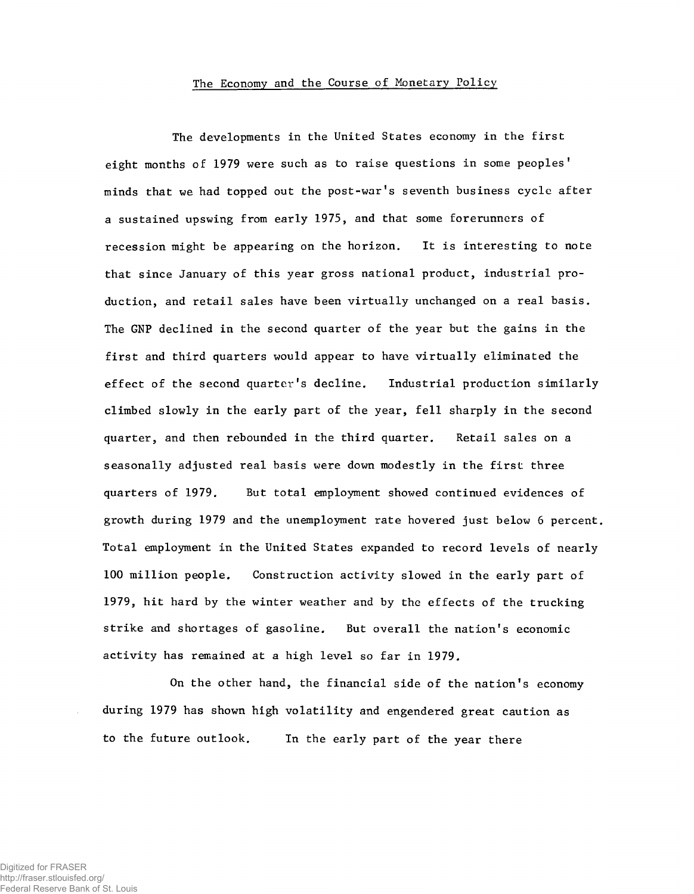The Economy and the Course of Monetary Policy

The developments in the United States economy in the first eight months of 1979 were such as to raise questions in some peoples' minds that we had topped out the post-war's seventh business cycle after a sustained upswing from early 1975, and that some forerunners of recession might be appearing on the horizon. It is interesting to note that since January of this year gross national product, industrial production, and retail sales have been virtually unchanged on a real basis. The GNP declined in the second quarter of the year but the gains in the first and third quarters would appear to have virtually eliminated the effect of the second quarter's decline. Industrial production similarly climbed slowly in the early part of the year, fell sharply in the second quarter, and then rebounded in the third quarter. Retail sales on a seasonally adjusted real basis were down modestly in the first three quarters of 1979. But total employment showed continued evidences of growth during 1979 and the unemployment rate hovered just below 6 percent. Total employment in the United States expanded to record levels of nearly 100 million people. Construction activity slowed in the early part of 1979, hit hard by the winter weather and by the effects of the trucking strike and shortages of gasoline. But overall the nation's economic activity has remained at a high level so far in 1979.

On the other hand, the financial side of the nation's economy during 1979 has shown high volatility and engendered great caution as to the future outlook. In the early part of the year there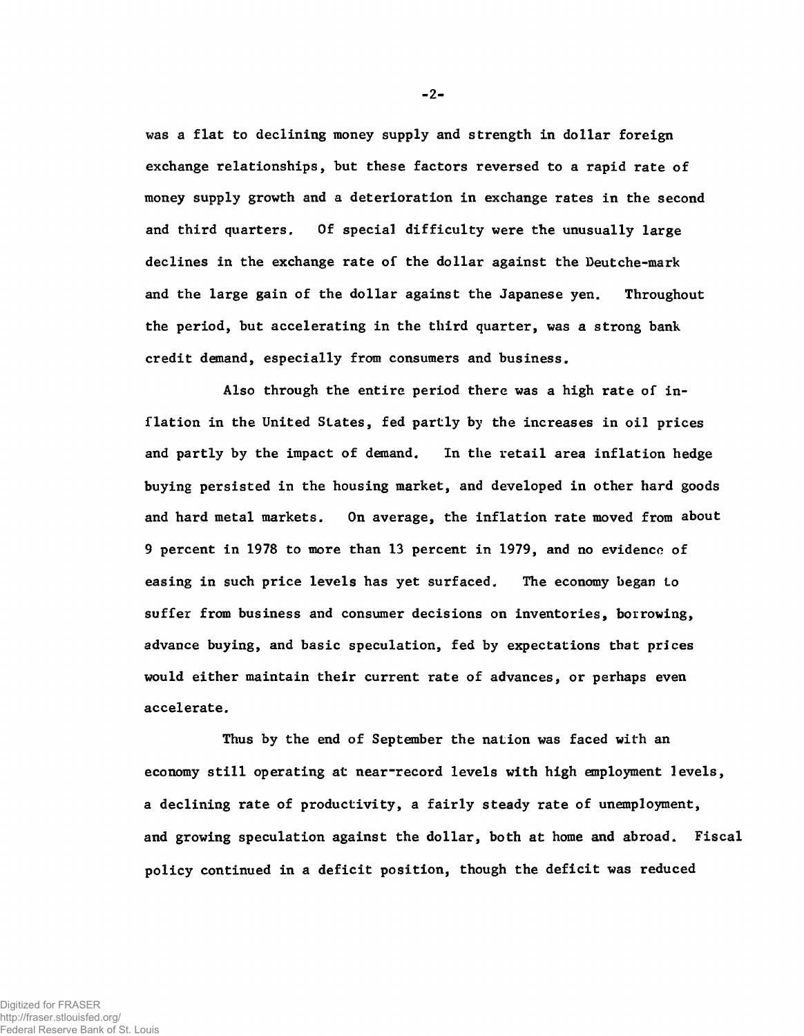was a flat to declining money supply and strength in dollar foreign exchange relationships, but these factors reversed to a rapid rate of money supply growth and a deterioration in exchange rates in the second and third quarters. Of special difficulty were the unusually large declines in the exchange rate of the dollar against the Deutche-mark and the large gain of the dollar against the Japanese yen. Throughout the period, but accelerating in the third quarter, was a strong bank credit demand, especially from consumers and business.

Also through the entire period there was a high rate of inflation in the United States, fed partly by the increases in oil prices and partly by the impact of demand. In the retail area inflation hedge buying persisted in the housing market, and developed in other hard goods and hard metal markets. On average, the inflation rate moved from about 9 percent in 1978 to more than 13 percent in 1979, and no evidence of easing in such price levels has yet surfaced. The economy began to suffer from business and consumer decisions on inventories, borrowing, advance buying, and basic speculation, fed by expectations that prices would either maintain their current rate of advances, or perhaps even accelerate.

Thus by the end of September the nation was faced with an economy still operating at near-record levels with high employment levels, a declining rate of productivity, a fairly steady rate of unemployment, and growing speculation against the dollar, both at home and abroad. Fiscal policy continued in a deficit position, though the deficit was reduced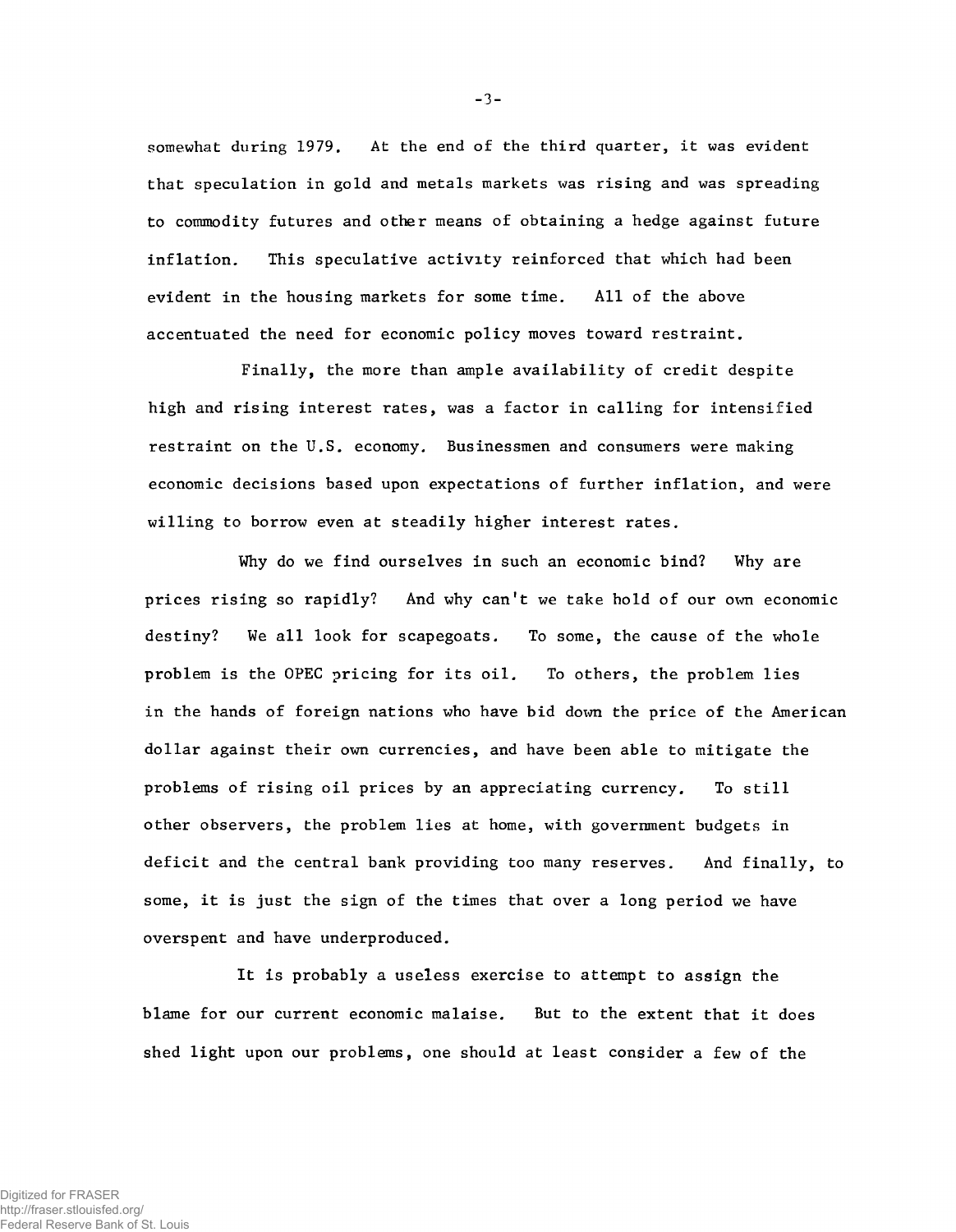somewhat during 1979. At the end of the third quarter, it was evident that speculation in gold and metals markets was rising and was spreading to commodity futures and other means of obtaining a hedge against future inflation. This speculative activity reinforced that which had been evident in the housing markets for some time. All of the above accentuated the need for economic policy moves toward restraint.

Finally, the more than ample availability of credit despite high and rising interest rates, was a factor in calling for intensified restraint on the U.S. economy. Businessmen and consumers were making economic decisions based upon expectations of further inflation, and were willing to borrow even at steadily higher interest rates.

Why do we find ourselves in such an economic bind? Why are prices rising so rapidly? And why can't we take hold of our own economic destiny? We all look for scapegoats. To some, the cause of the whole problem is the OPEC pricing for its oil. To others, the problem lies in the hands of foreign nations who have bid down the price of the American dollar against their own currencies, and have been able to mitigate the problems of rising oil prices by an appreciating currency. To still other observers, the problem lies at home, with government budgets in deficit and the central bank providing too many reserves. And finally, to some, it is just the sign of the times that over a long period we have overspent and have underproduced.

It is probably a useless exercise to attempt to assign the blame for our current economic malaise. But to the extent that it does shed light upon our problems, one should at least consider a few of the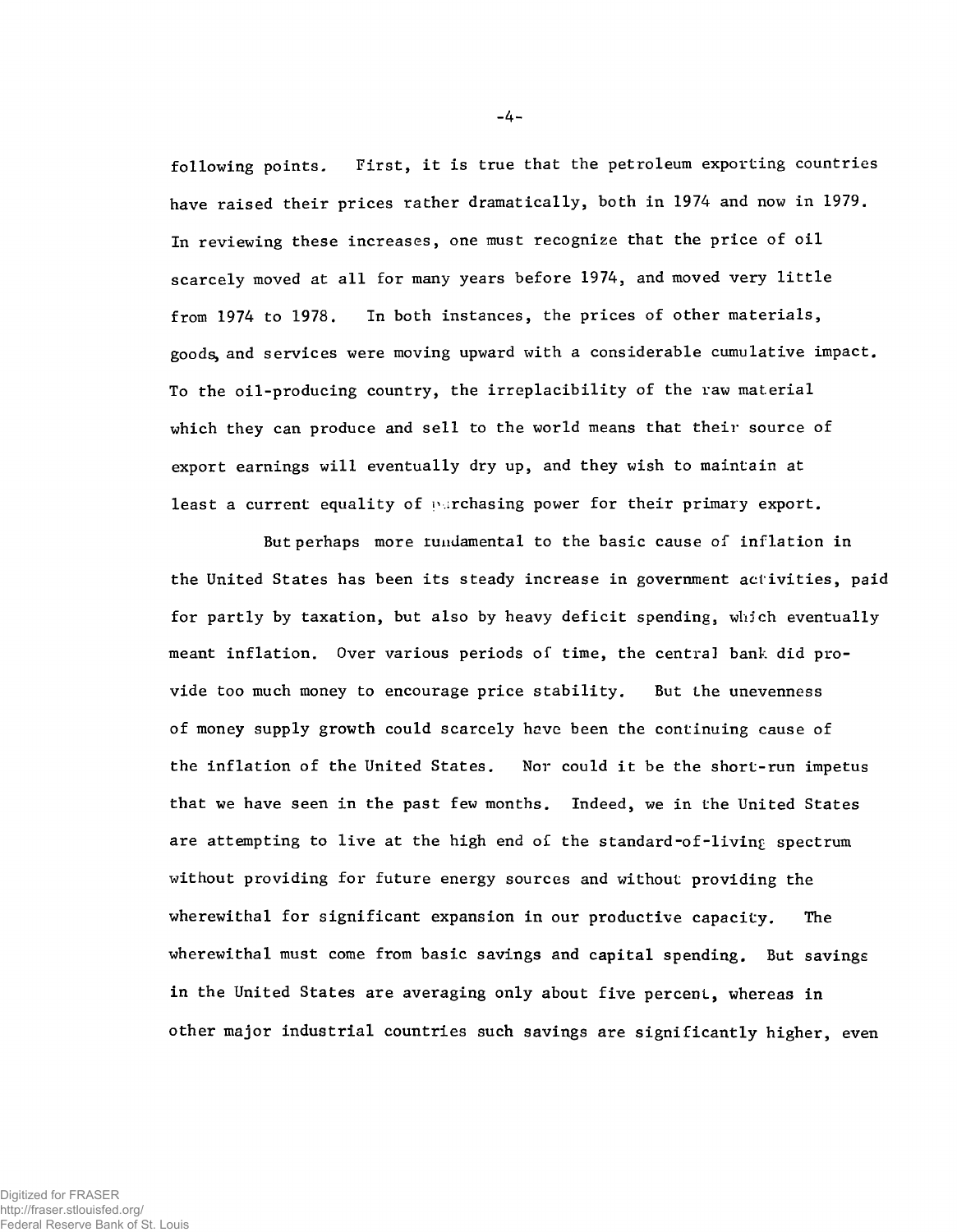following points. First, it is true that the petroleum exporting countries have raised their prices rather dramatically, both in 1974 and now in 1979. In reviewing these increases, one must recognize that the price of oil scarcely moved at all for many years before 1974, and moved very little from 1974 to 1978. In both instances, the prices of other materials, goods, and services were moving upward with a considerable cumulative impact. To the oil-producing country, the irreplacibility of the raw material which they can produce and sell to the world means that their source of export earnings will eventually dry up, and they wish to maintain at least a current equality of purchasing power for their primary export.

But perhaps more fundamental to the basic cause of inflation in the United States has been its steady increase in government activities, paid for partly by taxation, but also by heavy deficit spending, which eventually meant inflation. Over various periods of time, the central bank did provide too much money to encourage price stability. But the unevenness of money supply growth could scarcely have been the continuing cause of the inflation of the United States. Nor could it be the short-run impetus that we have seen in the past few months. Indeed, we in the United States are attempting to live at the high end of the standard-of-living spectrum without providing for future energy sources and without providing the wherewithal for significant expansion in our productive capacity. The wherewithal must come from basic savings and capital spending. But savings in the United States are averaging only about five percent, whereas in other major industrial countries such savings are significantly higher, even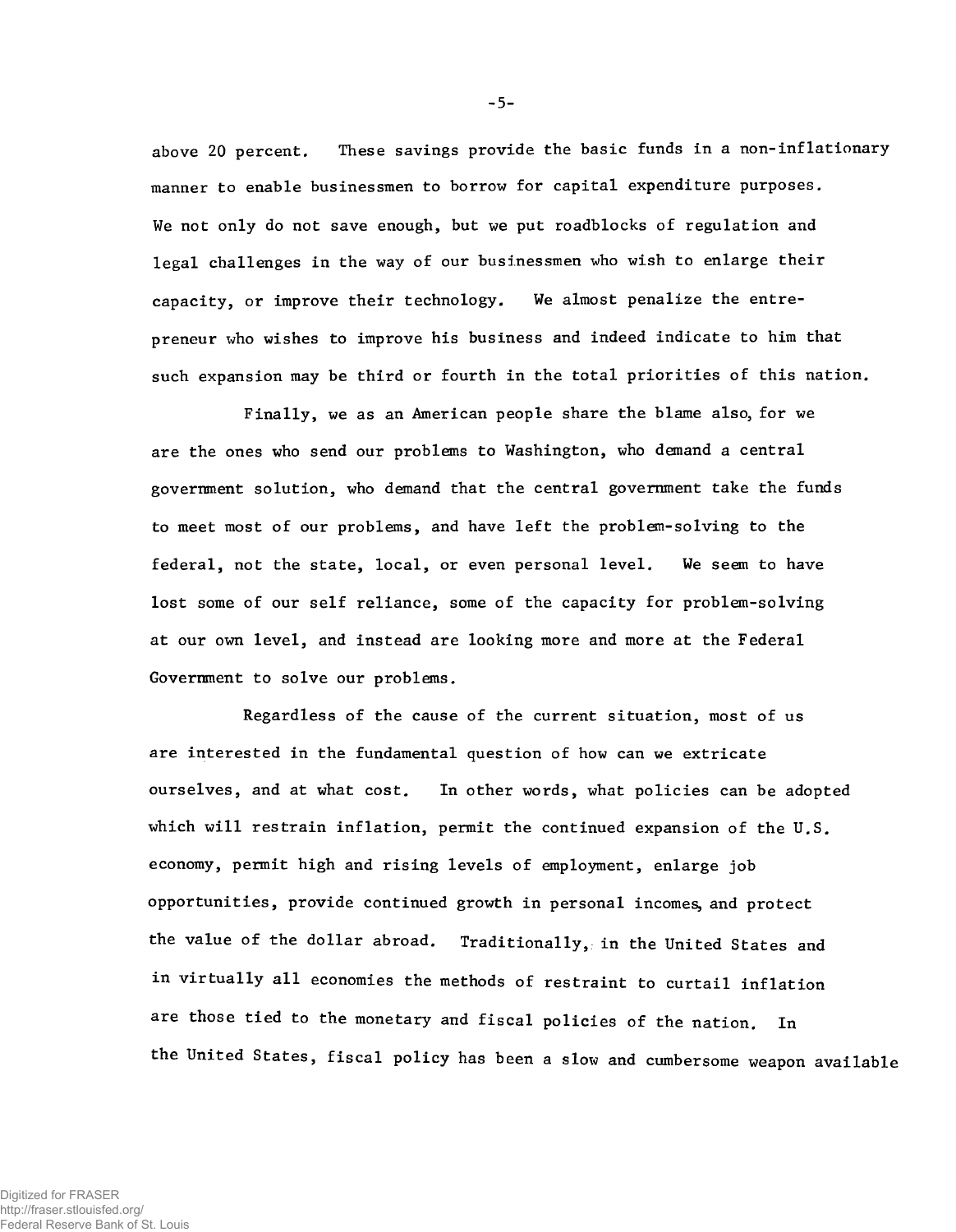above 20 percent. These savings provide the basic funds in a non-inflationary manner to enable businessmen to borrow for capital expenditure purposes. We not only do not save enough, but we put roadblocks of regulation and legal challenges in the way of our businessmen who wish to enlarge their capacity, or improve their technology. We almost penalize the entrepreneur who wishes to improve his business and indeed indicate to him that such expansion may be third or fourth in the total priorities of this nation.

Finally, we as an American people share the blame also, for we are the ones who send our problems to Washington, who demand a central government solution, who demand that the central government take the funds to meet most of our problems, and have left the problem-solving to the federal, not the state, local, or even personal level. We seem to have lost some of our self reliance, some of the capacity for problem-solving at our own level, and instead are looking more and more at the Federal Government to solve our problems.

Regardless of the cause of the current situation, most of us are interested in the fundamental question of how can we extricate ourselves, and at what cost. In other words, what policies can be adopted which will restrain inflation, permit the continued expansion of the U.S. economy, permit high and rising levels of employment, enlarge job opportunities, provide continued growth in personal incomes, and protect the value of the dollar abroad. Traditionally, in the United States and in virtually all economies the methods of restraint to curtail inflation are those tied to the monetary and fiscal policies of the nation. In the United States, fiscal policy has been a slow and cumbersome weapon available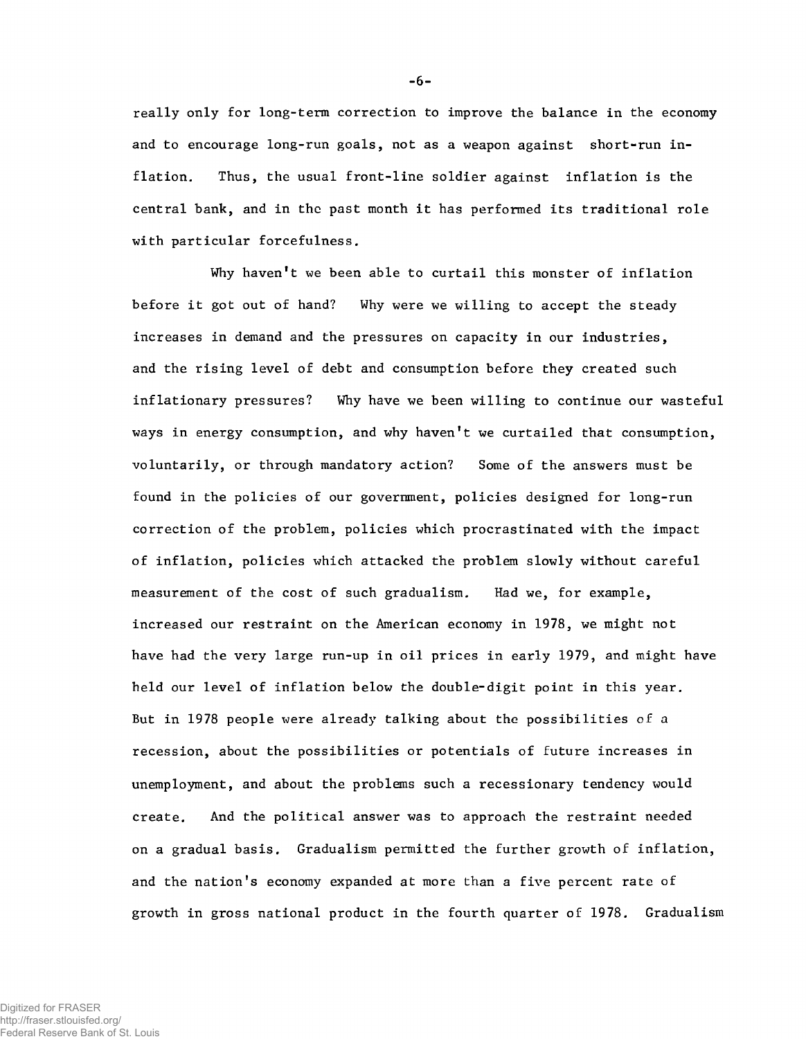really only for long-term correction to improve the balance in the economy and to encourage long-run goals, not as a weapon against short-run inflation. Thus, the usual front-line soldier against inflation is the central bank, and in the past month it has performed its traditional role with particular forcefulness.

Why haven't we been able to curtail this monster of inflation before it got out of hand? Why were we willing to accept the steady increases in demand and the pressures on capacity in our industries, and the rising level of debt and consumption before they created such inflationary pressures? Why have we been willing to continue our wasteful ways in energy consumption, and why haven't we curtailed that consumption, voluntarily, or through mandatory action? Some of the answers must be found in the policies of our government, policies designed for long-run correction of the problem, policies which procrastinated with the impact of inflation, policies which attacked the problem slowly without careful measurement of the cost of such gradualism. Had we, for example, increased our restraint on the American economy in 1978, we might not have had the very large run-up in oil prices in early 1979, and might have held our level of inflation below the double-digit point in this year. But in 1978 people were already talking about the possibilities of a recession, about the possibilities or potentials of future increases in unemployment, and about the problems such a recessionary tendency would create. And the political answer was to approach the restraint needed on a gradual basis. Gradualism permitted the further growth of inflation, and the nation's economy expanded at more than a five percent rate of growth in gross national product in the fourth quarter of 1978. Gradualism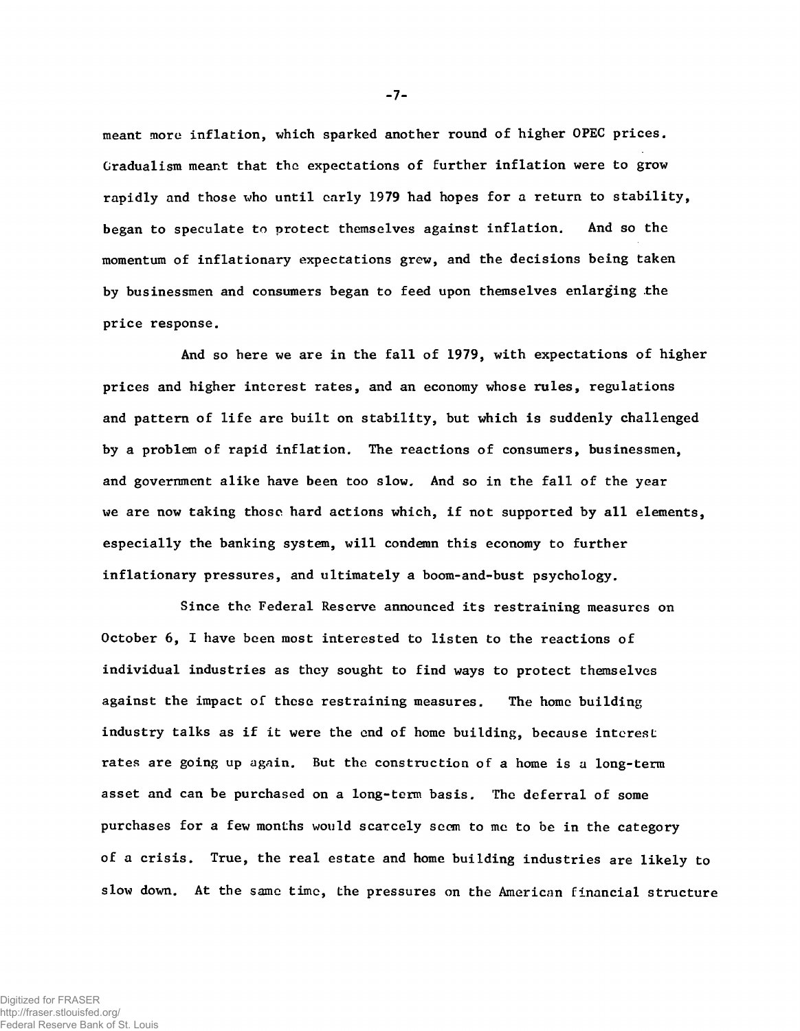meant more inflation, which sparked another round of higher OPEC prices. Gradualism meant that the expectations of further inflation were to grow rapidly and those who until early 1979 had hopes for a return to stability, began to speculate to protect themselves against inflation. And so the momentum of inflationary expectations grew, and the decisions being taken by businessmen and consumers began to feed upon themselves enlarging the price response.

And so here we are in the fall of 1979, with expectations of higher prices and higher interest rates, and an economy whose rules, regulations and pattern of life are built on stability, but which is suddenly challenged by a problem of rapid inflation. The reactions of consumers, businessmen, and government alike have been too slow. And so in the fall of the year we are now taking those hard actions which, if not supported by all elements, especially the banking system, will condemn this economy to further inflationary pressures, and ultimately a boom-and-bust psychology.

Since the Federal Reserve announced its restraining measures on October 6, I have been most interested to listen to the reactions of individual industries as they sought to find ways to protect themselves against the impact of these restraining measures. The home building industry talks as if it were the end of home building, because interest rates are going up again. But the construction of a home is a long-term asset and can be purchased on a long-term basis. The deferral of some purchases for a few months would scarcely seem to me to be in the category of a crisis. True, the real estate and home building industries are likely to slow down. At the same time, the pressures on the American financial structure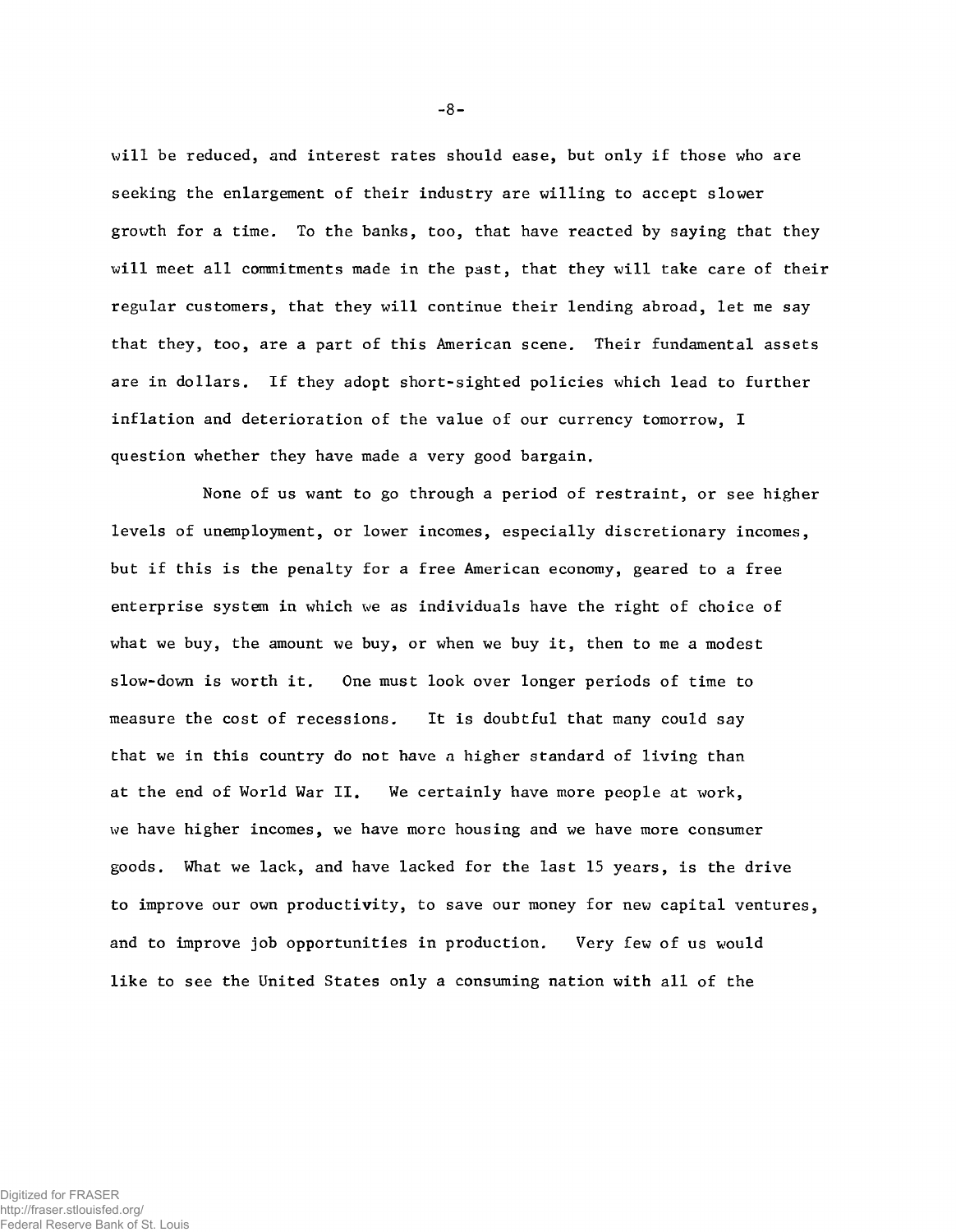will be reduced, and interest rates should ease, but only if those who are seeking the enlargement of their industry are willing to accept slower growth for a time. To the banks, too, that have reacted by saying that they will meet all commitments made in the past, that they will take care of their regular customers, that they will continue their lending abroad, let me say that they, too, are a part of this American scene. Their fundamental assets are in dollars. If they adopt short-sighted policies which lead to further inflation and deterioration of the value of our currency tomorrow, I question whether they have made a very good bargain.

None of us want to go through a period of restraint, or see higher levels of unemployment, or lower incomes, especially discretionary incomes, but if this is the penalty for a free American economy, geared to a free enterprise system in which we as individuals have the right of choice of what we buy, the amount we buy, or when we buy it, then to me a modest slow-down is worth it. One must look over longer periods of time to measure the cost of recessions. It is doubtful that many could say that we in this country do not have a higher standard of living than at the end of World War II. We certainly have more people at work, we have higher incomes, we have more housing and we have more consumer goods. What we lack, and have lacked for the last 15 years, is the drive to improve our own productivity, to save our money for new capital ventures, and to improve job opportunities in production. Very few of us would like to see the United States only a consuming nation with all of the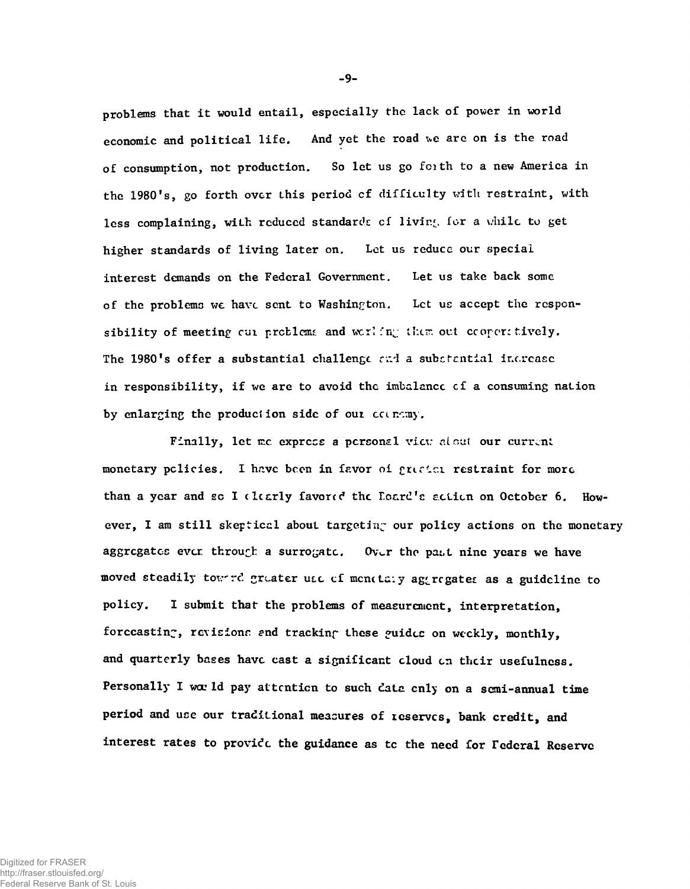problems that it would entail, especially the lack of power in world economic and political life. And yet the road we are on is the road of consumption, not production. So let us go forth to a new America in the 1980's, go forth over this period of difficulty with restraint, with less complaining, with reduced standards of living for a while to get higher standards of living later on. Let us reduce our special interest demands on the Federal Government. Let us take back some of the problems we have sent to Washington. Let us accept the responsibility of meeting our problems and working them out cooperatively. The 1980's offer a substantial challenge and a substantial increase in responsibility, if we are to avoid the imbalance of a consuming nation by enlarging the production side of our economy.

Finally, let me express a personal view about our current monetary policies. I have been in favor of greater restraint for more than a year and so I clearly favored the Board's action on October 6. However, I am still skeptical about targeting our policy actions on the monetary aggregates even through a surrogate. Over the past nine years we have moved steadily toward greater use of monetary aggregates as a guideline to policy. I submit that the problems of measurement, interpretation, forecasting, revisions and tracking these guides on weekly, monthly, and quarterly bases have cast a significant cloud on their usefulness. Personally I would pay attention to such data only on a semi-annual time period and use our traditional measures of reserves, bank credit, and interest rates to provide the guidance as to the need for Federal Reserve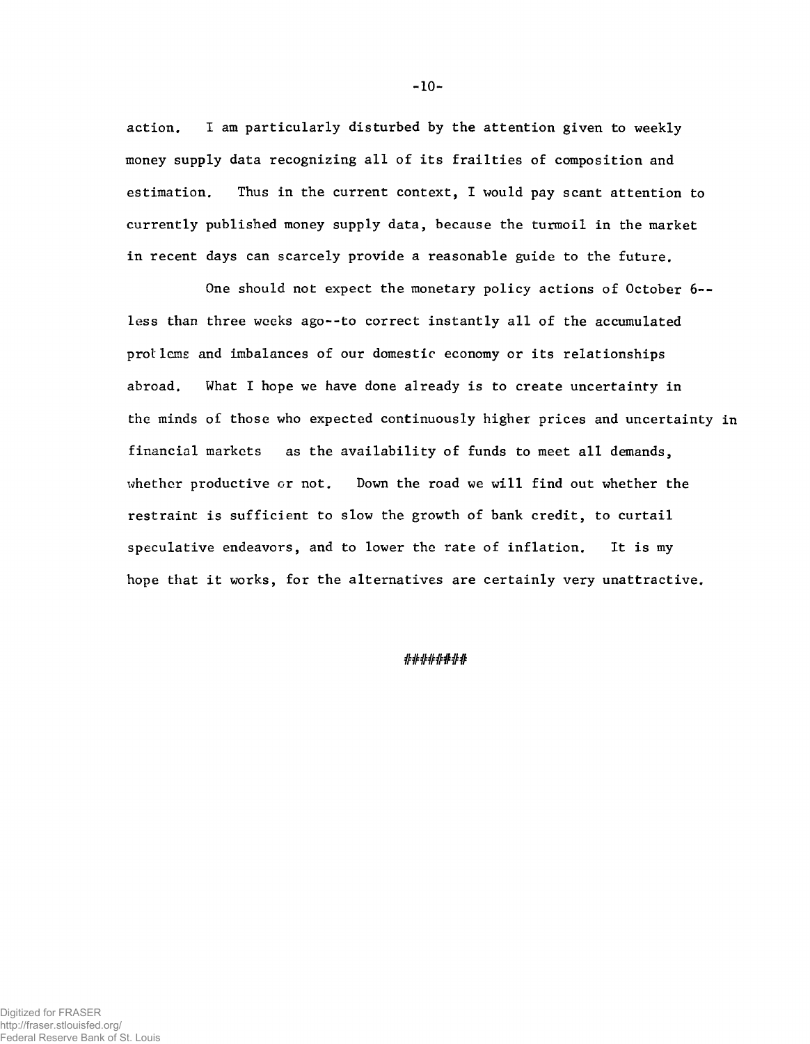action. I am particularly disturbed by the attention given to weekly money supply data recognizing all of its frailties of composition and estimation. Thus in the current context, I would pay scant attention to currently published money supply data, because the turmoil in the market in recent days can scarcely provide a reasonable guide to the future.

One should not expect the monetary policy actions of October 6--less than three weeks ago--to correct instantly all of the accumulated problems and imbalances of our domestic economy or its relationships abroad. What I hope we have done already is to create uncertainty in the minds of those who expected continuously higher prices and uncertainty in financial markets as the availability of funds to meet all demands, whether productive or not. Down the road we will find out whether the restraint is sufficient to slow the growth of bank credit, to curtail speculative endeavors, and to lower the rate of inflation. It is my hope that it works, for the alternatives are certainly very unattractive.

########

Digitized for FRASER
http://fraser.stlouisfed.org/
Federal Reserve Bank of St. Louis